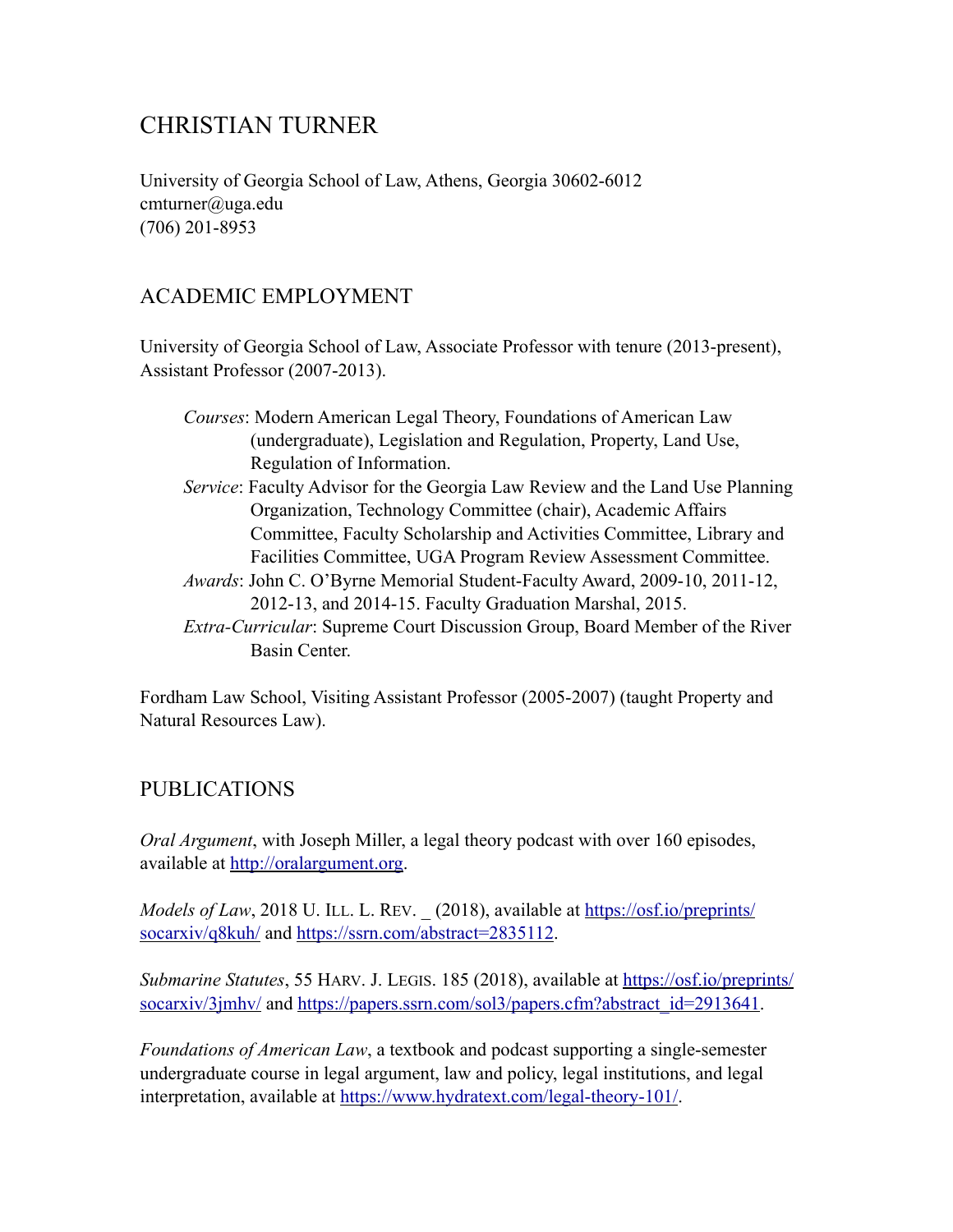# CHRISTIAN TURNER

University of Georgia School of Law, Athens, Georgia 30602-6012
cmturner@uga.edu
(706) 201-8953

## ACADEMIC EMPLOYMENT

University of Georgia School of Law, Associate Professor with tenure (2013-present), Assistant Professor (2007-2013).

> *Courses*: Modern American Legal Theory, Foundations of American Law (undergraduate), Legislation and Regulation, Property, Land Use, Regulation of Information.
>
> *Service*: Faculty Advisor for the Georgia Law Review and the Land Use Planning Organization, Technology Committee (chair), Academic Affairs Committee, Faculty Scholarship and Activities Committee, Library and Facilities Committee, UGA Program Review Assessment Committee.
>
> *Awards*: John C. O'Byrne Memorial Student-Faculty Award, 2009-10, 2011-12, 2012-13, and 2014-15. Faculty Graduation Marshal, 2015.
>
> *Extra-Curricular*: Supreme Court Discussion Group, Board Member of the River Basin Center.

Fordham Law School, Visiting Assistant Professor (2005-2007) (taught Property and Natural Resources Law).

## PUBLICATIONS

*Oral Argument*, with Joseph Miller, a legal theory podcast with over 160 episodes, available at [http://oralargument.org](http://oralargument.org).

*Models of Law*, 2018 U. ILL. L. REV. _ (2018), available at [https://osf.io/preprints/socarxiv/q8kuh/](https://osf.io/preprints/socarxiv/q8kuh/) and [https://ssrn.com/abstract=2835112](https://ssrn.com/abstract=2835112).

*Submarine Statutes*, 55 HARV. J. LEGIS. 185 (2018), available at [https://osf.io/preprints/socarxiv/3jmhv/](https://osf.io/preprints/socarxiv/3jmhv/) and [https://papers.ssrn.com/sol3/papers.cfm?abstract_id=2913641](https://papers.ssrn.com/sol3/papers.cfm?abstract_id=2913641).

*Foundations of American Law*, a textbook and podcast supporting a single-semester undergraduate course in legal argument, law and policy, legal institutions, and legal interpretation, available at [https://www.hydratext.com/legal-theory-101/](https://www.hydratext.com/legal-theory-101/).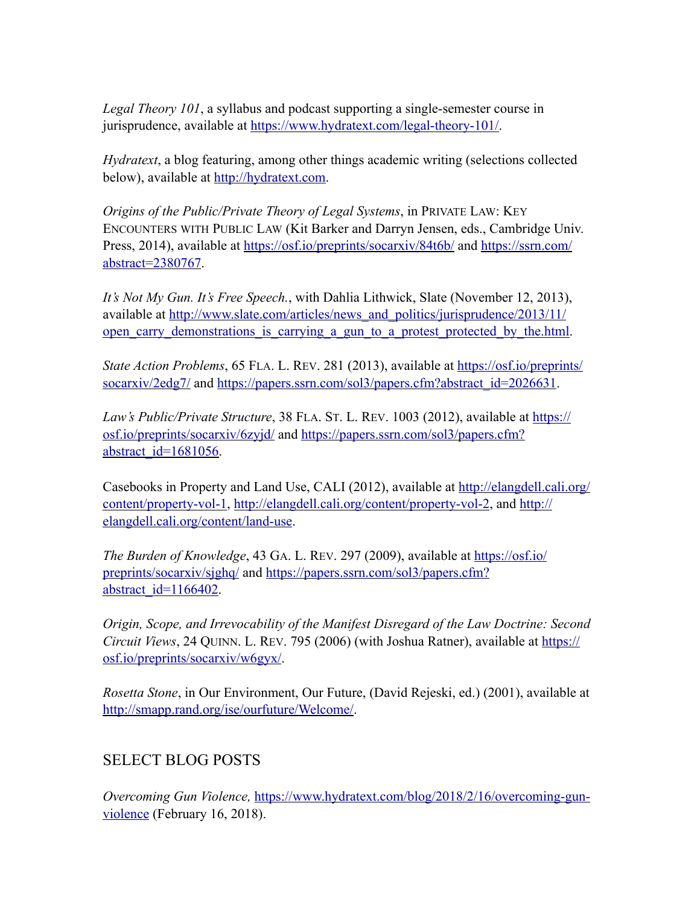*Legal Theory 101*, a syllabus and podcast supporting a single-semester course in jurisprudence, available at [https://www.hydratext.com/legal-theory-101/](https://www.hydratext.com/legal-theory-101/).

*Hydratext*, a blog featuring, among other things academic writing (selections collected below), available at [http://hydratext.com](http://hydratext.com).

*Origins of the Public/Private Theory of Legal Systems*, in PRIVATE LAW: KEY ENCOUNTERS WITH PUBLIC LAW (Kit Barker and Darryn Jensen, eds., Cambridge Univ. Press, 2014), available at [https://osf.io/preprints/socarxiv/84t6b/](https://osf.io/preprints/socarxiv/84t6b/) and [https://ssrn.com/abstract=2380767](https://ssrn.com/abstract=2380767).

*It's Not My Gun. It's Free Speech.*, with Dahlia Lithwick, Slate (November 12, 2013), available at [http://www.slate.com/articles/news_and_politics/jurisprudence/2013/11/open_carry_demonstrations_is_carrying_a_gun_to_a_protest_protected_by_the.html](http://www.slate.com/articles/news_and_politics/jurisprudence/2013/11/open_carry_demonstrations_is_carrying_a_gun_to_a_protest_protected_by_the.html).

*State Action Problems*, 65 FLA. L. REV. 281 (2013), available at [https://osf.io/preprints/socarxiv/2edg7/](https://osf.io/preprints/socarxiv/2edg7/) and [https://papers.ssrn.com/sol3/papers.cfm?abstract_id=2026631](https://papers.ssrn.com/sol3/papers.cfm?abstract_id=2026631).

*Law's Public/Private Structure*, 38 FLA. ST. L. REV. 1003 (2012), available at [https://osf.io/preprints/socarxiv/6zyjd/](https://osf.io/preprints/socarxiv/6zyjd/) and [https://papers.ssrn.com/sol3/papers.cfm?abstract_id=1681056](https://papers.ssrn.com/sol3/papers.cfm?abstract_id=1681056).

Casebooks in Property and Land Use, CALI (2012), available at [http://elangdell.cali.org/content/property-vol-1](http://elangdell.cali.org/content/property-vol-1), [http://elangdell.cali.org/content/property-vol-2](http://elangdell.cali.org/content/property-vol-2), and [http://elangdell.cali.org/content/land-use](http://elangdell.cali.org/content/land-use).

*The Burden of Knowledge*, 43 GA. L. REV. 297 (2009), available at [https://osf.io/preprints/socarxiv/sjghq/](https://osf.io/preprints/socarxiv/sjghq/) and [https://papers.ssrn.com/sol3/papers.cfm?abstract_id=1166402](https://papers.ssrn.com/sol3/papers.cfm?abstract_id=1166402).

*Origin, Scope, and Irrevocability of the Manifest Disregard of the Law Doctrine: Second Circuit Views*, 24 QUINN. L. REV. 795 (2006) (with Joshua Ratner), available at [https://osf.io/preprints/socarxiv/w6gyx/](https://osf.io/preprints/socarxiv/w6gyx/).

*Rosetta Stone*, in Our Environment, Our Future, (David Rejeski, ed.) (2001), available at [http://smapp.rand.org/ise/ourfuture/Welcome/](http://smapp.rand.org/ise/ourfuture/Welcome/).

## SELECT BLOG POSTS

*Overcoming Gun Violence,* [https://www.hydratext.com/blog/2018/2/16/overcoming-gun-violence](https://www.hydratext.com/blog/2018/2/16/overcoming-gun-violence) (February 16, 2018).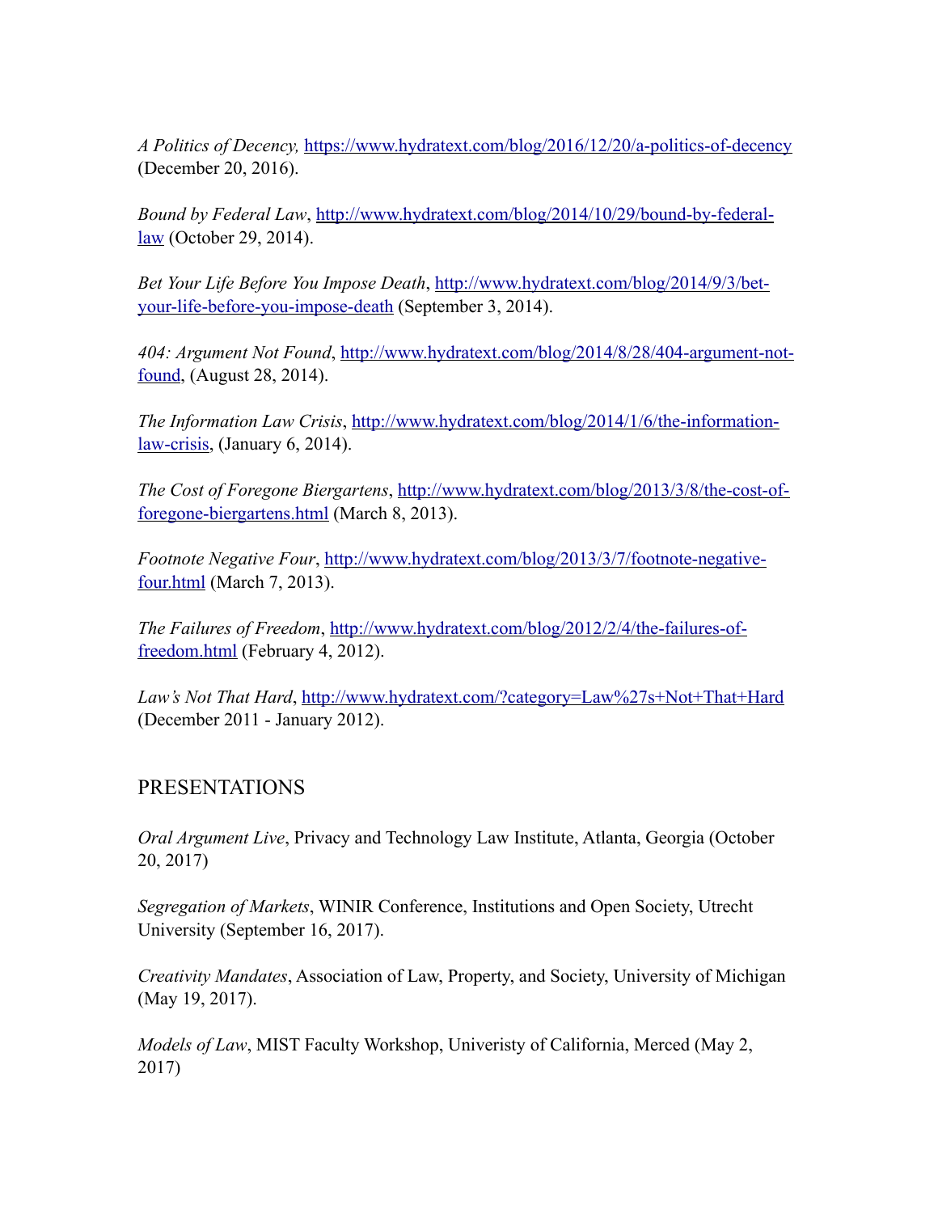*A Politics of Decency,* https://www.hydratext.com/blog/2016/12/20/a-politics-of-decency (December 20, 2016).

*Bound by Federal Law*, http://www.hydratext.com/blog/2014/10/29/bound-by-federal-law (October 29, 2014).

*Bet Your Life Before You Impose Death*, http://www.hydratext.com/blog/2014/9/3/bet-your-life-before-you-impose-death (September 3, 2014).

*404: Argument Not Found*, http://www.hydratext.com/blog/2014/8/28/404-argument-not-found, (August 28, 2014).

*The Information Law Crisis*, http://www.hydratext.com/blog/2014/1/6/the-information-law-crisis, (January 6, 2014).

*The Cost of Foregone Biergartens*, http://www.hydratext.com/blog/2013/3/8/the-cost-of-foregone-biergartens.html (March 8, 2013).

*Footnote Negative Four*, http://www.hydratext.com/blog/2013/3/7/footnote-negative-four.html (March 7, 2013).

*The Failures of Freedom*, http://www.hydratext.com/blog/2012/2/4/the-failures-of-freedom.html (February 4, 2012).

*Law's Not That Hard*, http://www.hydratext.com/?category=Law%27s+Not+That+Hard (December 2011 - January 2012).

## PRESENTATIONS

*Oral Argument Live*, Privacy and Technology Law Institute, Atlanta, Georgia (October 20, 2017)

*Segregation of Markets*, WINIR Conference, Institutions and Open Society, Utrecht University (September 16, 2017).

*Creativity Mandates*, Association of Law, Property, and Society, University of Michigan (May 19, 2017).

*Models of Law*, MIST Faculty Workshop, Univeristy of California, Merced (May 2, 2017)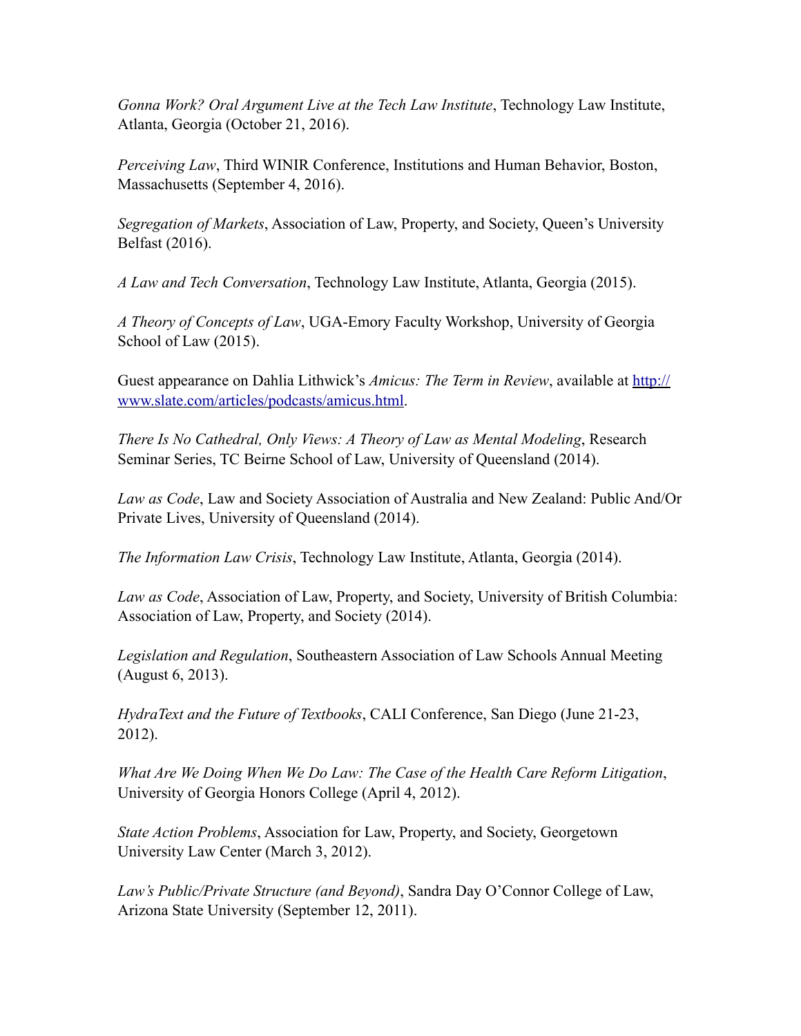*Gonna Work? Oral Argument Live at the Tech Law Institute*, Technology Law Institute, Atlanta, Georgia (October 21, 2016).

*Perceiving Law*, Third WINIR Conference, Institutions and Human Behavior, Boston, Massachusetts (September 4, 2016).

*Segregation of Markets*, Association of Law, Property, and Society, Queen's University Belfast (2016).

*A Law and Tech Conversation*, Technology Law Institute, Atlanta, Georgia (2015).

*A Theory of Concepts of Law*, UGA-Emory Faculty Workshop, University of Georgia School of Law (2015).

Guest appearance on Dahlia Lithwick's *Amicus: The Term in Review*, available at [http://www.slate.com/articles/podcasts/amicus.html](http://www.slate.com/articles/podcasts/amicus.html).

*There Is No Cathedral, Only Views: A Theory of Law as Mental Modeling*, Research Seminar Series, TC Beirne School of Law, University of Queensland (2014).

*Law as Code*, Law and Society Association of Australia and New Zealand: Public And/Or Private Lives, University of Queensland (2014).

*The Information Law Crisis*, Technology Law Institute, Atlanta, Georgia (2014).

*Law as Code*, Association of Law, Property, and Society, University of British Columbia: Association of Law, Property, and Society (2014).

*Legislation and Regulation*, Southeastern Association of Law Schools Annual Meeting (August 6, 2013).

*HydraText and the Future of Textbooks*, CALI Conference, San Diego (June 21-23, 2012).

*What Are We Doing When We Do Law: The Case of the Health Care Reform Litigation*, University of Georgia Honors College (April 4, 2012).

*State Action Problems*, Association for Law, Property, and Society, Georgetown University Law Center (March 3, 2012).

*Law's Public/Private Structure (and Beyond)*, Sandra Day O'Connor College of Law, Arizona State University (September 12, 2011).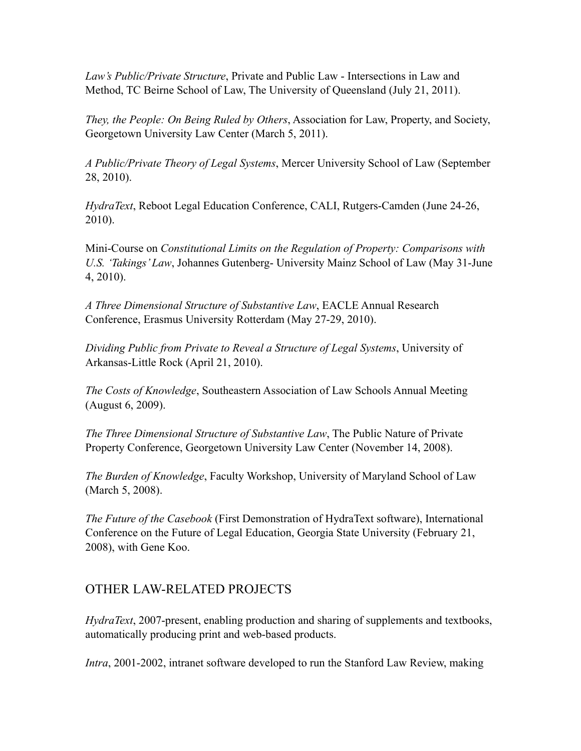*Law's Public/Private Structure*, Private and Public Law - Intersections in Law and Method, TC Beirne School of Law, The University of Queensland (July 21, 2011).

*They, the People: On Being Ruled by Others*, Association for Law, Property, and Society, Georgetown University Law Center (March 5, 2011).

*A Public/Private Theory of Legal Systems*, Mercer University School of Law (September 28, 2010).

*HydraText*, Reboot Legal Education Conference, CALI, Rutgers-Camden (June 24-26, 2010).

Mini-Course on *Constitutional Limits on the Regulation of Property: Comparisons with U.S. 'Takings' Law*, Johannes Gutenberg- University Mainz School of Law (May 31-June 4, 2010).

*A Three Dimensional Structure of Substantive Law*, EACLE Annual Research Conference, Erasmus University Rotterdam (May 27-29, 2010).

*Dividing Public from Private to Reveal a Structure of Legal Systems*, University of Arkansas-Little Rock (April 21, 2010).

*The Costs of Knowledge*, Southeastern Association of Law Schools Annual Meeting (August 6, 2009).

*The Three Dimensional Structure of Substantive Law*, The Public Nature of Private Property Conference, Georgetown University Law Center (November 14, 2008).

*The Burden of Knowledge*, Faculty Workshop, University of Maryland School of Law (March 5, 2008).

*The Future of the Casebook* (First Demonstration of HydraText software), International Conference on the Future of Legal Education, Georgia State University (February 21, 2008), with Gene Koo.

## OTHER LAW-RELATED PROJECTS

*HydraText*, 2007-present, enabling production and sharing of supplements and textbooks, automatically producing print and web-based products.

*Intra*, 2001-2002, intranet software developed to run the Stanford Law Review, making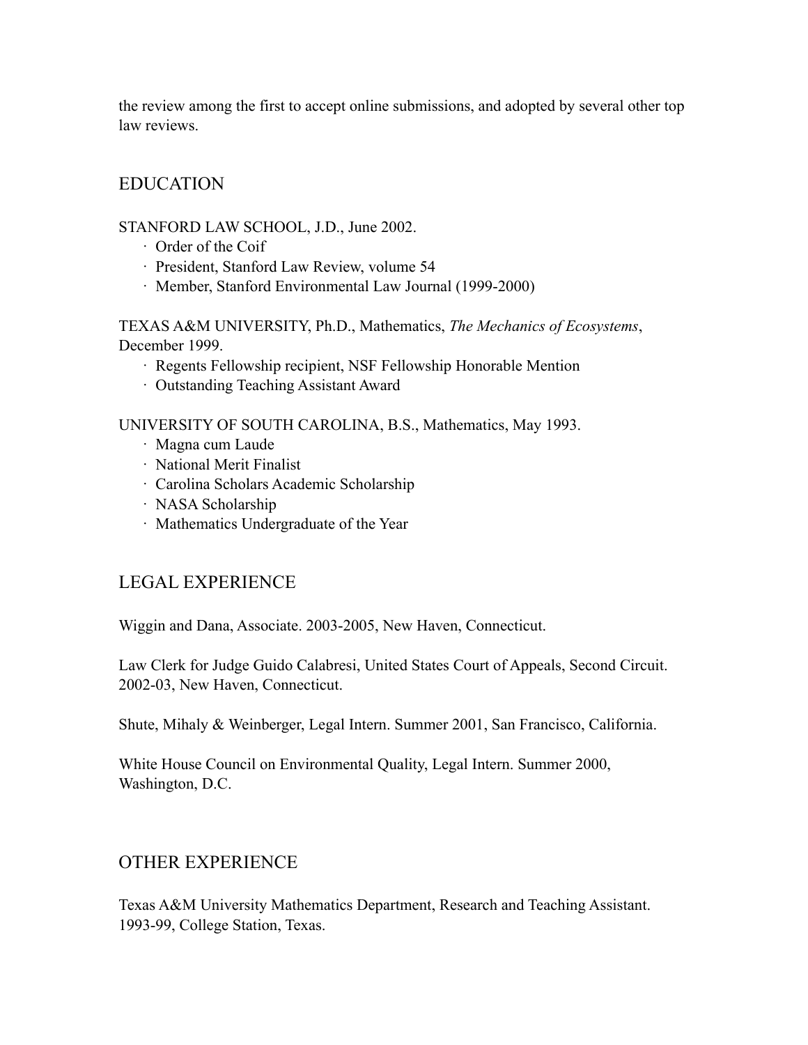the review among the first to accept online submissions, and adopted by several other top law reviews.

## EDUCATION

STANFORD LAW SCHOOL, J.D., June 2002.

- Order of the Coif
- President, Stanford Law Review, volume 54
- Member, Stanford Environmental Law Journal (1999-2000)

TEXAS A&M UNIVERSITY, Ph.D., Mathematics, *The Mechanics of Ecosystems*, December 1999.

- Regents Fellowship recipient, NSF Fellowship Honorable Mention
- Outstanding Teaching Assistant Award

UNIVERSITY OF SOUTH CAROLINA, B.S., Mathematics, May 1993.

- Magna cum Laude
- National Merit Finalist
- Carolina Scholars Academic Scholarship
- NASA Scholarship
- Mathematics Undergraduate of the Year

## LEGAL EXPERIENCE

Wiggin and Dana, Associate. 2003-2005, New Haven, Connecticut.

Law Clerk for Judge Guido Calabresi, United States Court of Appeals, Second Circuit. 2002-03, New Haven, Connecticut.

Shute, Mihaly & Weinberger, Legal Intern. Summer 2001, San Francisco, California.

White House Council on Environmental Quality, Legal Intern. Summer 2000, Washington, D.C.

## OTHER EXPERIENCE

Texas A&M University Mathematics Department, Research and Teaching Assistant. 1993-99, College Station, Texas.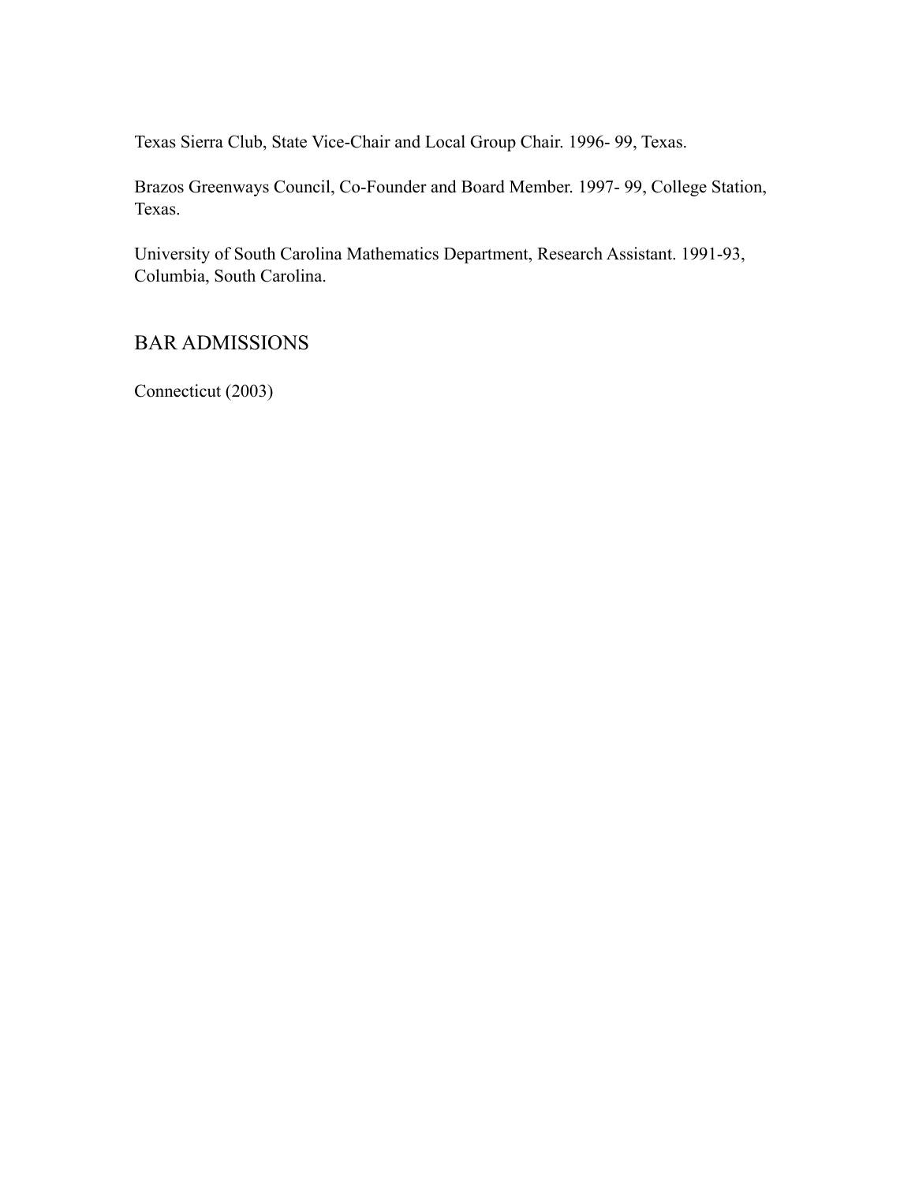Texas Sierra Club, State Vice-Chair and Local Group Chair. 1996- 99, Texas.

Brazos Greenways Council, Co-Founder and Board Member. 1997- 99, College Station, Texas.

University of South Carolina Mathematics Department, Research Assistant. 1991-93, Columbia, South Carolina.

## BAR ADMISSIONS

Connecticut (2003)